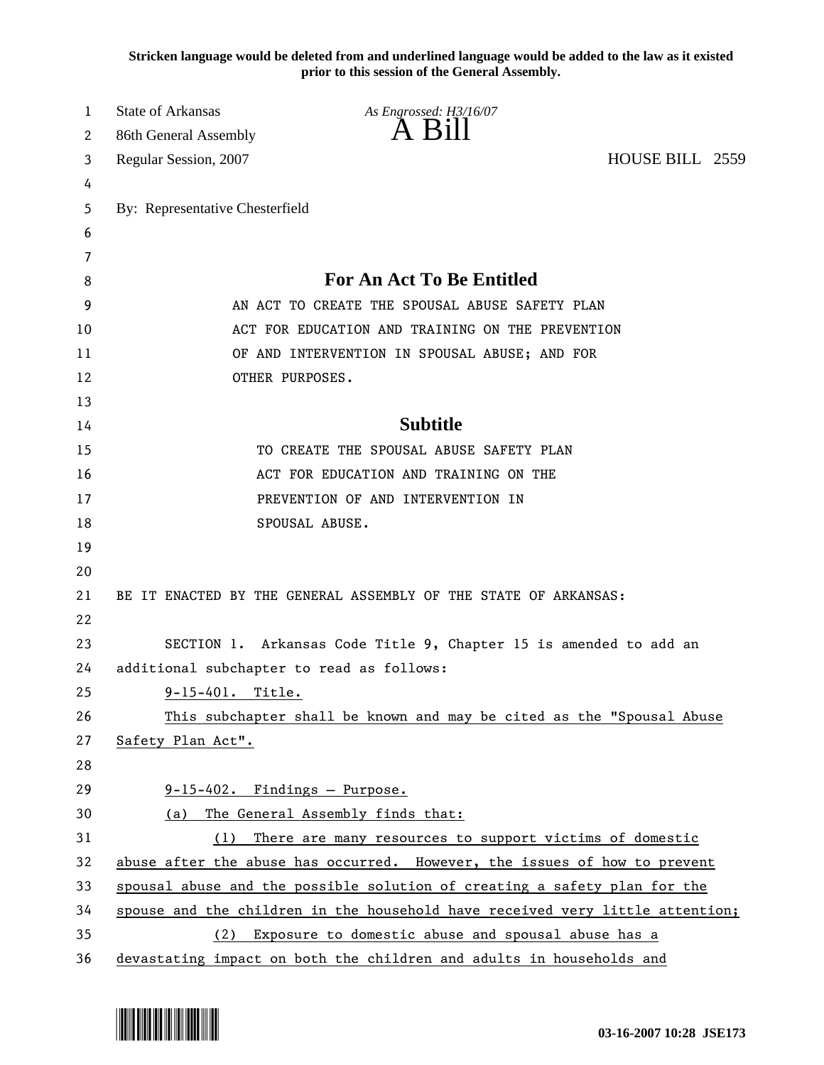**Stricken language would be deleted from and underlined language would be added to the law as it existed prior to this session of the General Assembly.**

State of Arkansas *As Engrossed: H3/16/07*

86th General Assembly **A Bill**

Regular Session, 2007 HOUSE BILL 2559

By: Representative Chesterfield

## For An Act To Be Entitled

AN ACT TO CREATE THE SPOUSAL ABUSE SAFETY PLAN ACT FOR EDUCATION AND TRAINING ON THE PREVENTION OF AND INTERVENTION IN SPOUSAL ABUSE; AND FOR OTHER PURPOSES.

## Subtitle

TO CREATE THE SPOUSAL ABUSE SAFETY PLAN ACT FOR EDUCATION AND TRAINING ON THE PREVENTION OF AND INTERVENTION IN SPOUSAL ABUSE.

BE IT ENACTED BY THE GENERAL ASSEMBLY OF THE STATE OF ARKANSAS:

SECTION 1. Arkansas Code Title 9, Chapter 15 is amended to add an additional subchapter to read as follows:

9-15-401. Title.

This subchapter shall be known and may be cited as the "Spousal Abuse Safety Plan Act".

9-15-402. Findings — Purpose.

(a) The General Assembly finds that:

(1) There are many resources to support victims of domestic abuse after the abuse has occurred. However, the issues of how to prevent spousal abuse and the possible solution of creating a safety plan for the spouse and the children in the household have received very little attention;

(2) Exposure to domestic abuse and spousal abuse has a devastating impact on both the children and adults in households and

03-16-2007 10:28 JSE173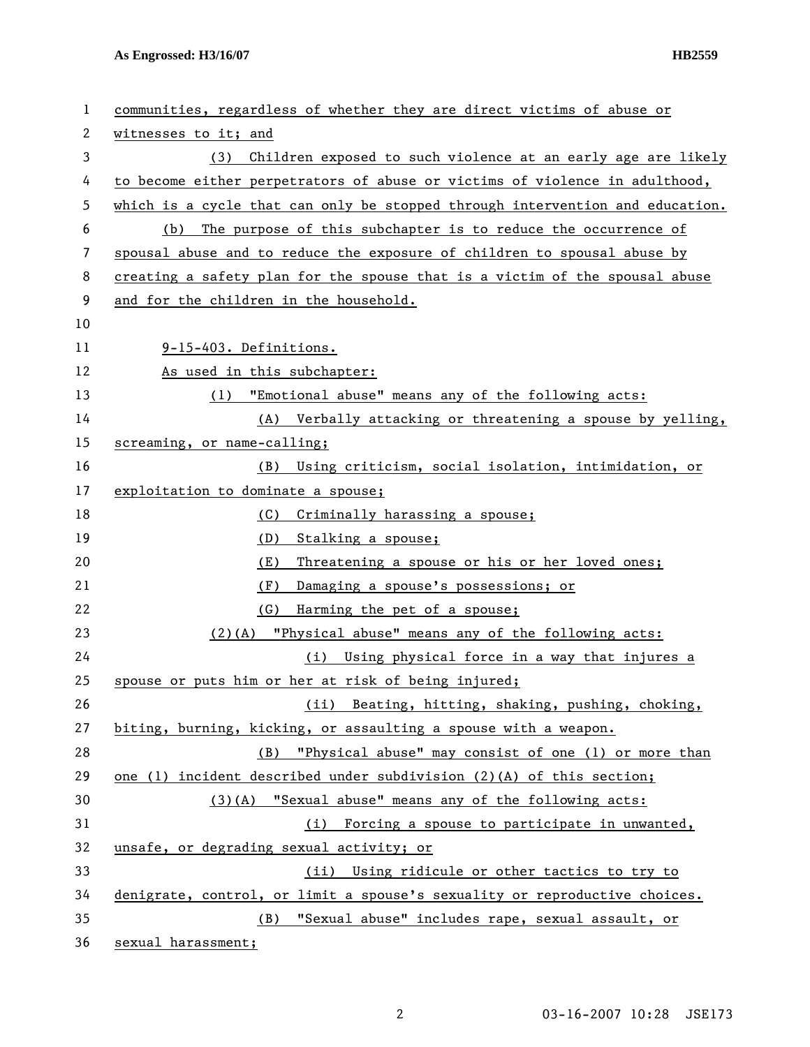communities, regardless of whether they are direct victims of abuse or witnesses to it; and

(3) Children exposed to such violence at an early age are likely to become either perpetrators of abuse or victims of violence in adulthood, which is a cycle that can only be stopped through intervention and education.

(b) The purpose of this subchapter is to reduce the occurrence of spousal abuse and to reduce the exposure of children to spousal abuse by creating a safety plan for the spouse that is a victim of the spousal abuse and for the children in the household.

9-15-403. Definitions.

As used in this subchapter:

(1) "Emotional abuse" means any of the following acts:

(A) Verbally attacking or threatening a spouse by yelling, screaming, or name-calling;

(B) Using criticism, social isolation, intimidation, or exploitation to dominate a spouse;

(C) Criminally harassing a spouse;

(D) Stalking a spouse;

(E) Threatening a spouse or his or her loved ones;

(F) Damaging a spouse's possessions; or

(G) Harming the pet of a spouse;

(2)(A) "Physical abuse" means any of the following acts:

(i) Using physical force in a way that injures a spouse or puts him or her at risk of being injured;

(ii) Beating, hitting, shaking, pushing, choking, biting, burning, kicking, or assaulting a spouse with a weapon.

(B) "Physical abuse" may consist of one (1) or more than one (1) incident described under subdivision (2)(A) of this section;

(3)(A) "Sexual abuse" means any of the following acts:

(i) Forcing a spouse to participate in unwanted, unsafe, or degrading sexual activity; or

(ii) Using ridicule or other tactics to try to denigrate, control, or limit a spouse's sexuality or reproductive choices.

(B) "Sexual abuse" includes rape, sexual assault, or sexual harassment;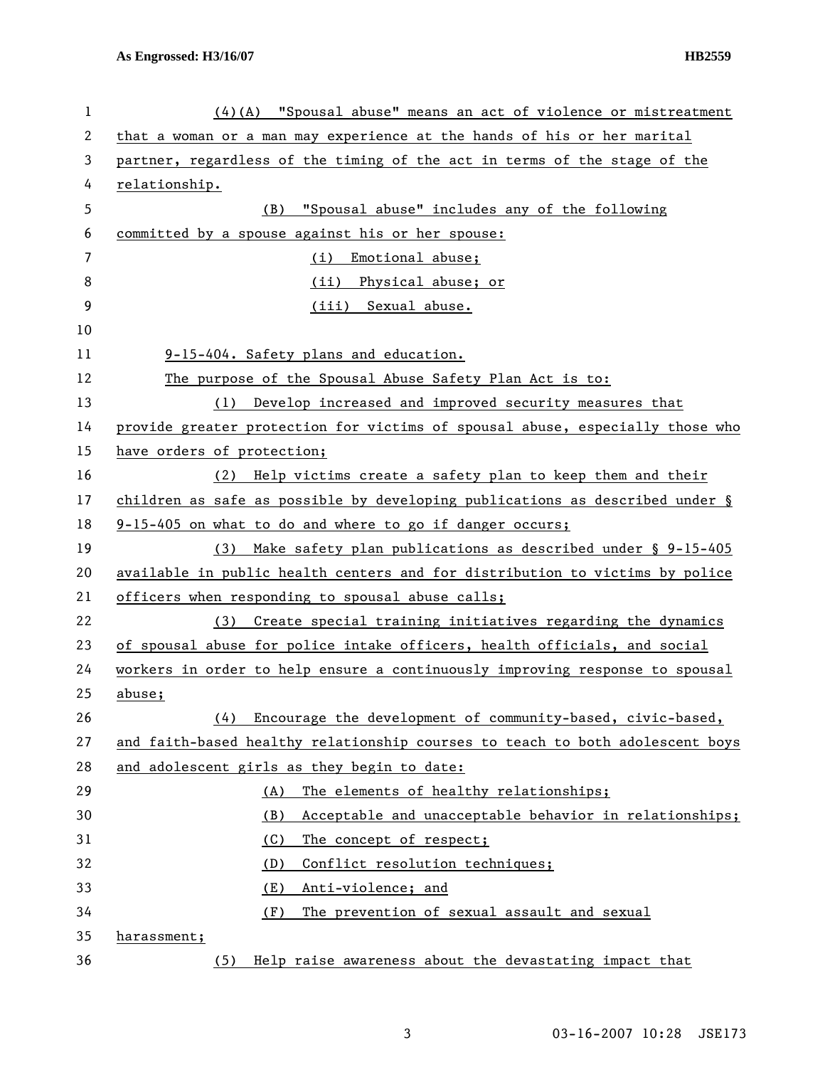(4)(A) "Spousal abuse" means an act of violence or mistreatment that a woman or a man may experience at the hands of his or her marital partner, regardless of the timing of the act in terms of the stage of the relationship.

(B) "Spousal abuse" includes any of the following committed by a spouse against his or her spouse:

(i) Emotional abuse;

(ii) Physical abuse; or

(iii) Sexual abuse.

9-15-404. Safety plans and education.

The purpose of the Spousal Abuse Safety Plan Act is to:

(1) Develop increased and improved security measures that provide greater protection for victims of spousal abuse, especially those who have orders of protection;

(2) Help victims create a safety plan to keep them and their children as safe as possible by developing publications as described under § 9-15-405 on what to do and where to go if danger occurs;

(3) Make safety plan publications as described under § 9-15-405 available in public health centers and for distribution to victims by police officers when responding to spousal abuse calls;

(3) Create special training initiatives regarding the dynamics of spousal abuse for police intake officers, health officials, and social workers in order to help ensure a continuously improving response to spousal abuse;

(4) Encourage the development of community-based, civic-based, and faith-based healthy relationship courses to teach to both adolescent boys and adolescent girls as they begin to date:

(A) The elements of healthy relationships;

(B) Acceptable and unacceptable behavior in relationships;

(C) The concept of respect;

(D) Conflict resolution techniques;

(E) Anti-violence; and

(F) The prevention of sexual assault and sexual harassment;

(5) Help raise awareness about the devastating impact that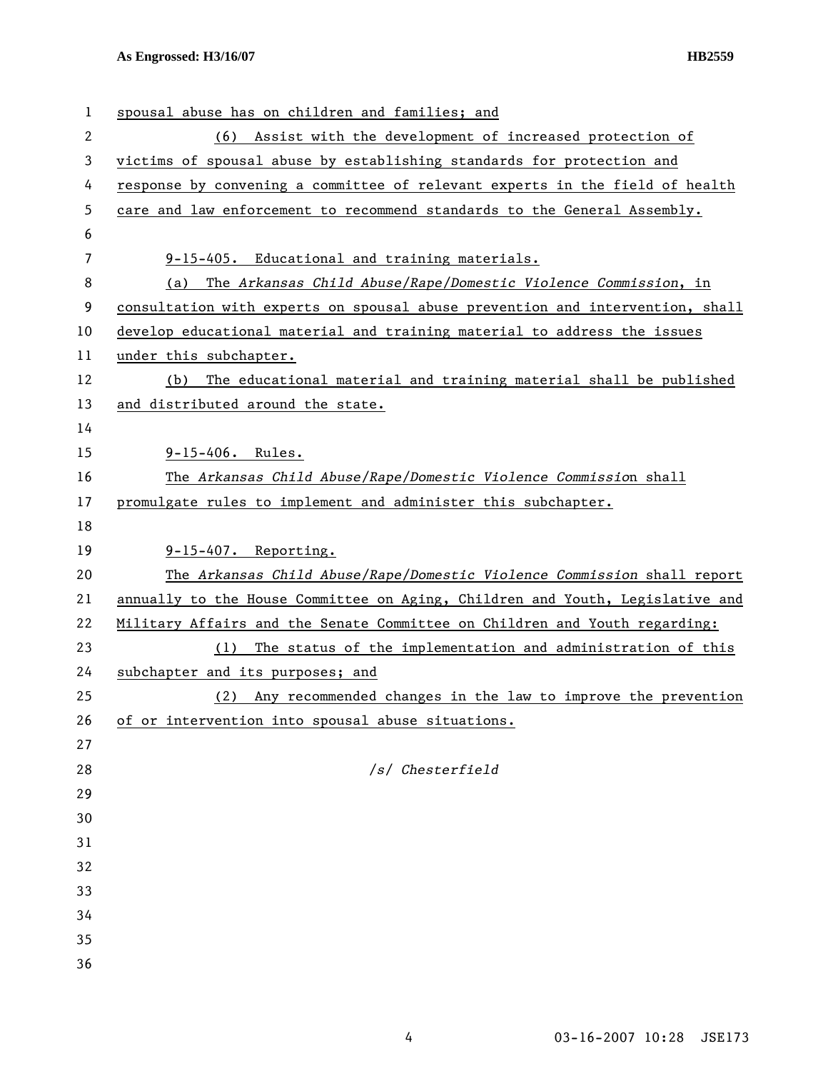spousal abuse has on children and families; and

(6) Assist with the development of increased protection of victims of spousal abuse by establishing standards for protection and response by convening a committee of relevant experts in the field of health care and law enforcement to recommend standards to the General Assembly.

9-15-405. Educational and training materials.

(a) The *Arkansas Child Abuse/Rape/Domestic Violence Commission*, in consultation with experts on spousal abuse prevention and intervention, shall develop educational material and training material to address the issues under this subchapter.

(b) The educational material and training material shall be published and distributed around the state.

9-15-406. Rules.

The *Arkansas Child Abuse/Rape/Domestic Violence Commission* shall promulgate rules to implement and administer this subchapter.

9-15-407. Reporting.

The *Arkansas Child Abuse/Rape/Domestic Violence Commission* shall report annually to the House Committee on Aging, Children and Youth, Legislative and Military Affairs and the Senate Committee on Children and Youth regarding:

(1) The status of the implementation and administration of this subchapter and its purposes; and

(2) Any recommended changes in the law to improve the prevention of or intervention into spousal abuse situations.

*/s/ Chesterfield*